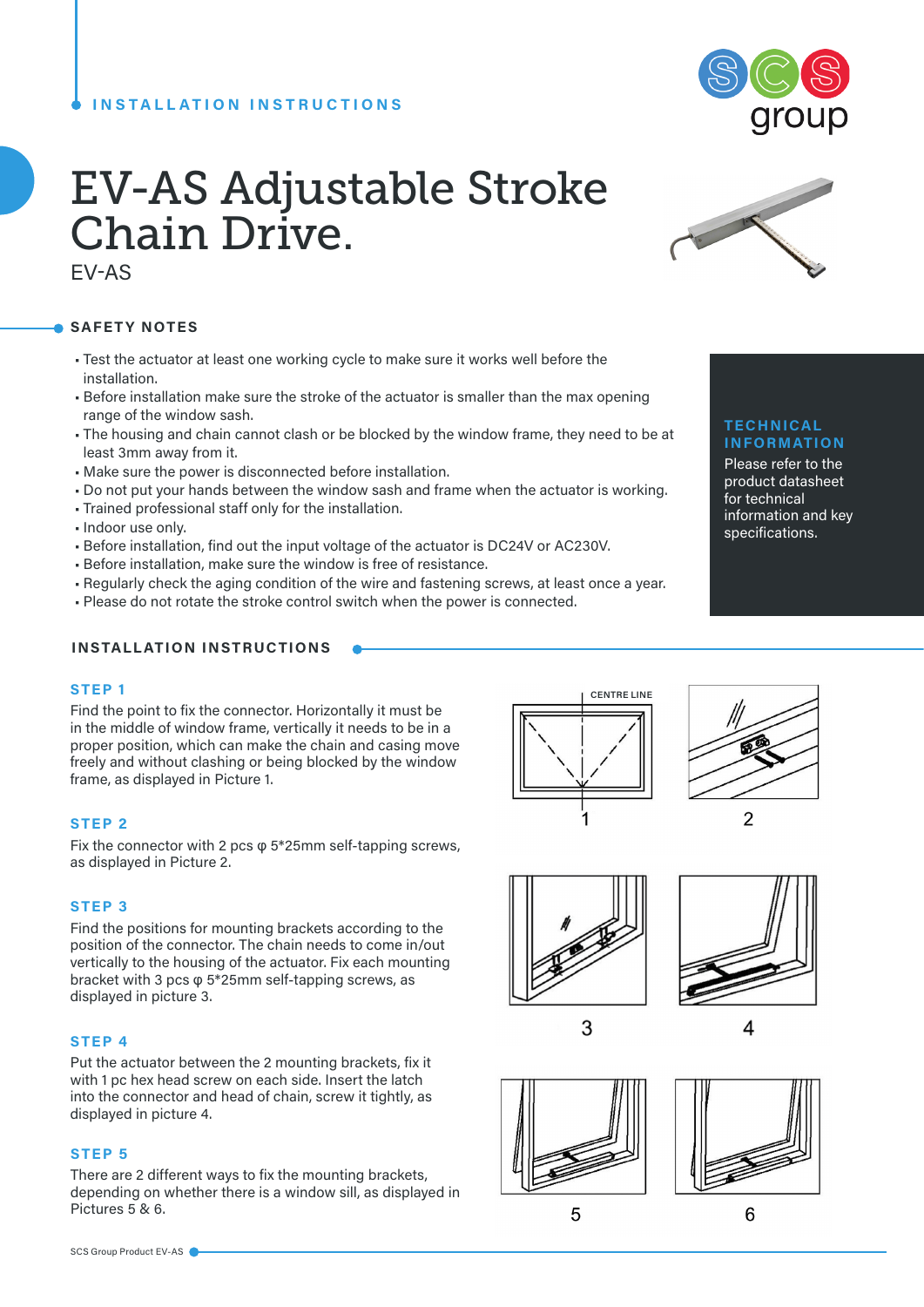INSTALLATION INSTRUCTIONS

# EV-AS Adjustable Stroke Chain Drive.

EV-AS

## SAFETY NOTES

- Test the actuator at least one working cycle to make sure it works well before the installation.
- Before installation make sure the stroke of the actuator is smaller than the max opening range of the window sash.
- The housing and chain cannot clash or be blocked by the window frame, they need to be at least 3mm away from it.
- Make sure the power is disconnected before installation.
- Do not put your hands between the window sash and frame when the actuator is working.
- Trained professional staff only for the installation.
- Indoor use only.
- Before installation, find out the input voltage of the actuator is DC24V or AC230V.
- Before installation, make sure the window is free of resistance.
- Regularly check the aging condition of the wire and fastening screws, at least once a year.
- Please do not rotate the stroke control switch when the power is connected.

### TECHNICAL INFORMATION

Please refer to the product datasheet for technical information and key specifications.

## INSTALLATION INSTRUCTIONS

### STEP 1

Find the point to fix the connector. Horizontally it must be in the middle of window frame, vertically it needs to be in a proper position, which can make the chain and casing move freely and without clashing or being blocked by the window frame, as displayed in Picture 1.

### STEP 2

Fix the connector with 2 pcs φ 5*25mm self-tapping screws, as displayed in Picture 2.

### STEP 3

Find the positions for mounting brackets according to the position of the connector. The chain needs to come in/out vertically to the housing of the actuator. Fix each mounting bracket with 3 pcs φ 5*25mm self-tapping screws, as displayed in picture 3.

### STEP 4

Put the actuator between the 2 mounting brackets, fix it with 1 pc hex head screw on each side. Insert the latch into the connector and head of chain, screw it tightly, as displayed in picture 4.

### STEP 5

There are 2 different ways to fix the mounting brackets, depending on whether there is a window sill, as displayed in Pictures 5 & 6.

CENTRE LINE

1

2

3

4

5

6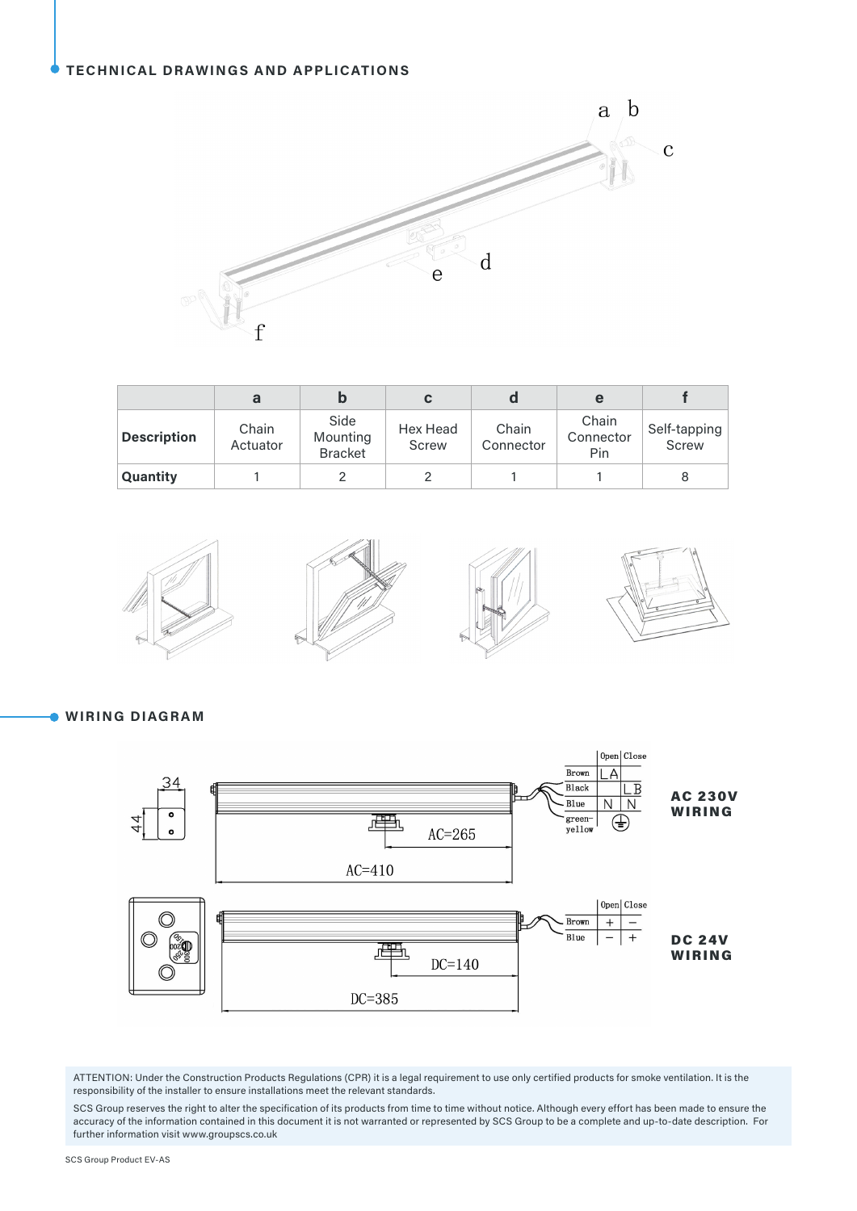## TECHNICAL DRAWINGS AND APPLICATIONS

a b c d e f

| | a | b | c | d | e | f |
|---|---|---|---|---|---|---|
| **Description** | Chain Actuator | Side Mounting Bracket | Hex Head Screw | Chain Connector | Chain Connector Pin | Self-tapping Screw |
| **Quantity** | 1 | 2 | 2 | 1 | 1 | 8 |

## WIRING DIAGRAM

34

44

AC=265

AC=410

| | Open | Close |
|---|---|---|
| Brown | LA | |
| Black | | LB |
| Blue | N | N |
| green-yellow | ⏚ | |

**AC 230V WIRING**

DC=140

DC=385

| | Open | Close |
|---|---|---|
| Brown | + | − |
| Blue | − | + |

**DC 24V WIRING**

ATTENTION: Under the Construction Products Regulations (CPR) it is a legal requirement to use only certified products for smoke ventilation. It is the responsibility of the installer to ensure installations meet the relevant standards.

SCS Group reserves the right to alter the specification of its products from time to time without notice. Although every effort has been made to ensure the accuracy of the information contained in this document it is not warranted or represented by SCS Group to be a complete and up-to-date description. For further information visit www.groupscs.co.uk

SCS Group Product EV-AS